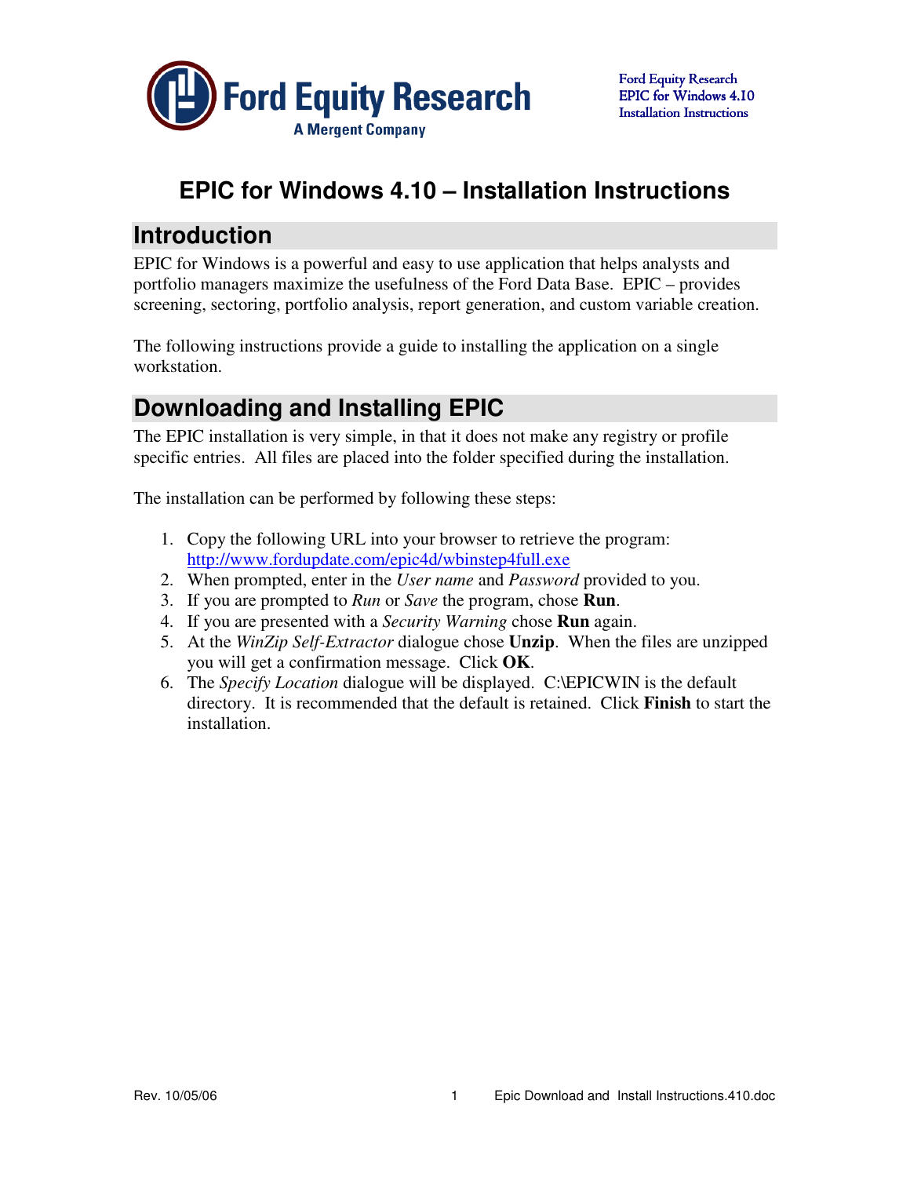# EPIC for Windows 4.10 – Installation Instructions

## Introduction

EPIC for Windows is a powerful and easy to use application that helps analysts and portfolio managers maximize the usefulness of the Ford Data Base. EPIC – provides screening, sectoring, portfolio analysis, report generation, and custom variable creation.

The following instructions provide a guide to installing the application on a single workstation.

## Downloading and Installing EPIC

The EPIC installation is very simple, in that it does not make any registry or profile specific entries. All files are placed into the folder specified during the installation.

The installation can be performed by following these steps:

1. Copy the following URL into your browser to retrieve the program: http://www.fordupdate.com/epic4d/wbinstep4full.exe
2. When prompted, enter in the *User name* and *Password* provided to you.
3. If you are prompted to *Run* or *Save* the program, chose **Run**.
4. If you are presented with a *Security Warning* chose **Run** again.
5. At the *WinZip Self-Extractor* dialogue chose **Unzip**. When the files are unzipped you will get a confirmation message. Click **OK**.
6. The *Specify Location* dialogue will be displayed. C:\EPICWIN is the default directory. It is recommended that the default is retained. Click **Finish** to start the installation.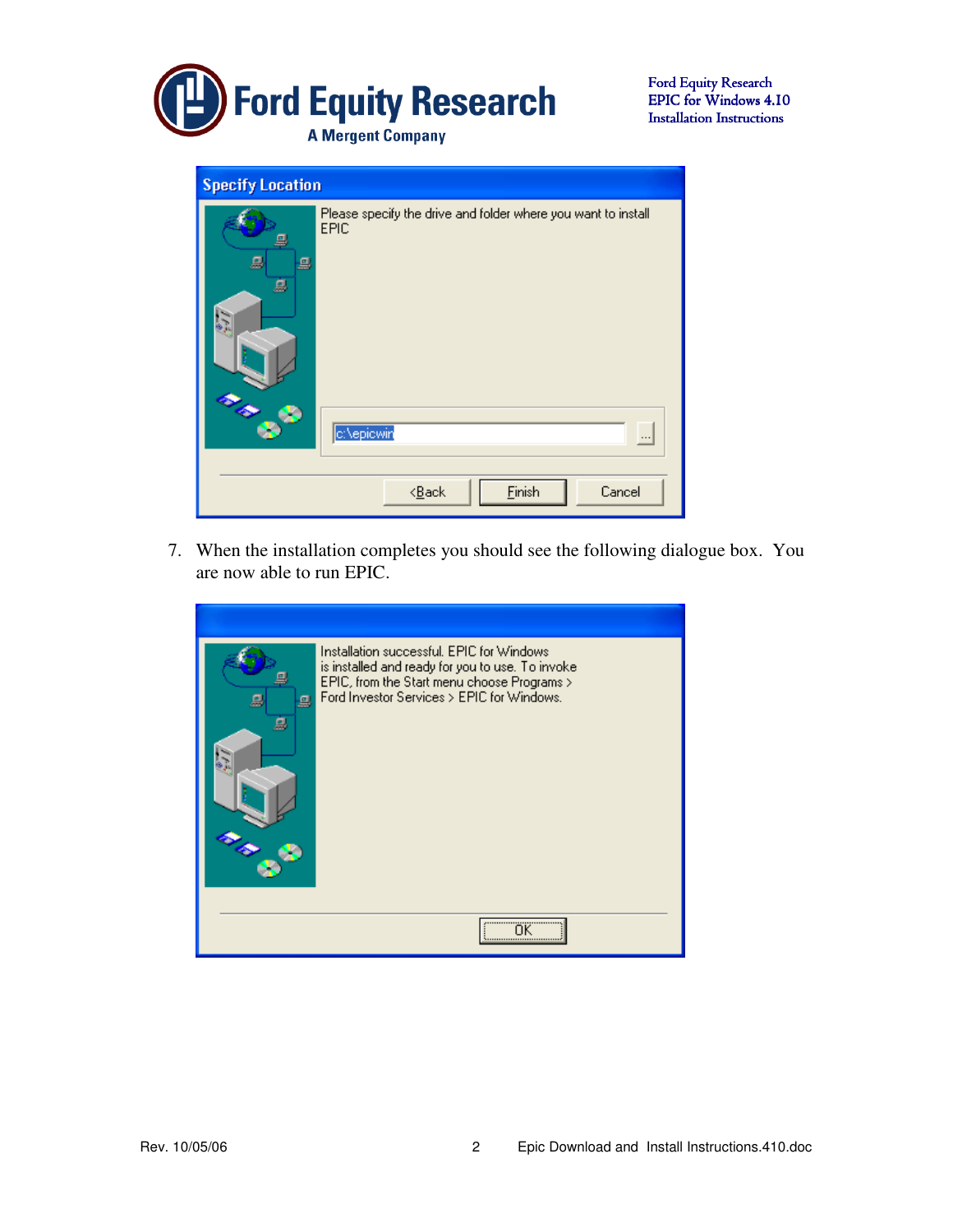7. When the installation completes you should see the following dialogue box. You are now able to run EPIC.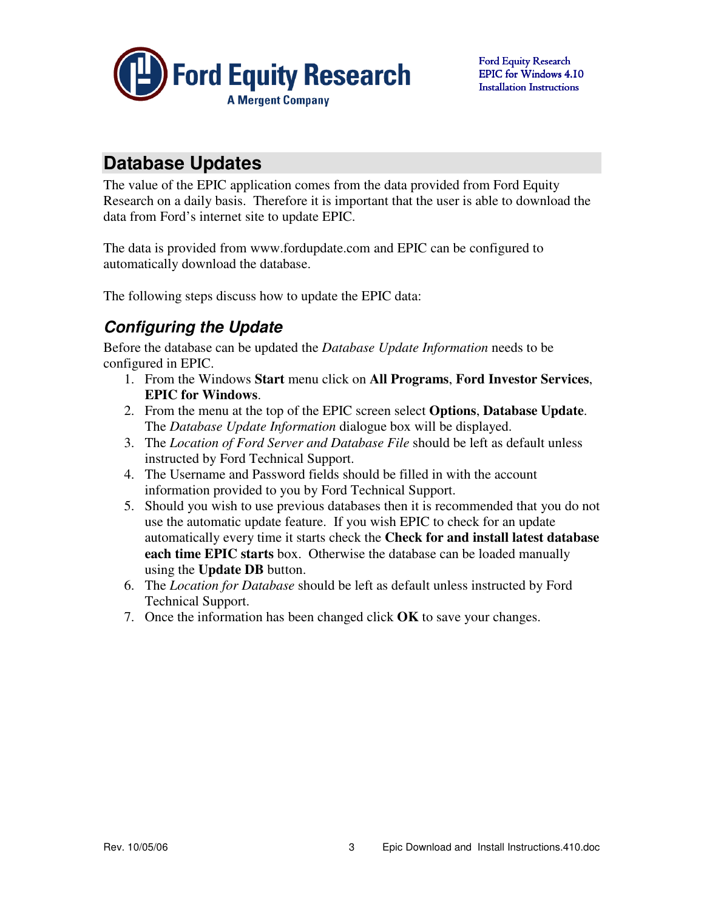## Database Updates

The value of the EPIC application comes from the data provided from Ford Equity Research on a daily basis. Therefore it is important that the user is able to download the data from Ford's internet site to update EPIC.

The data is provided from www.fordupdate.com and EPIC can be configured to automatically download the database.

The following steps discuss how to update the EPIC data:

### *Configuring the Update*

Before the database can be updated the *Database Update Information* needs to be configured in EPIC.

1. From the Windows **Start** menu click on **All Programs**, **Ford Investor Services**, **EPIC for Windows**.
2. From the menu at the top of the EPIC screen select **Options**, **Database Update**. The *Database Update Information* dialogue box will be displayed.
3. The *Location of Ford Server and Database File* should be left as default unless instructed by Ford Technical Support.
4. The Username and Password fields should be filled in with the account information provided to you by Ford Technical Support.
5. Should you wish to use previous databases then it is recommended that you do not use the automatic update feature. If you wish EPIC to check for an update automatically every time it starts check the **Check for and install latest database each time EPIC starts** box. Otherwise the database can be loaded manually using the **Update DB** button.
6. The *Location for Database* should be left as default unless instructed by Ford Technical Support.
7. Once the information has been changed click **OK** to save your changes.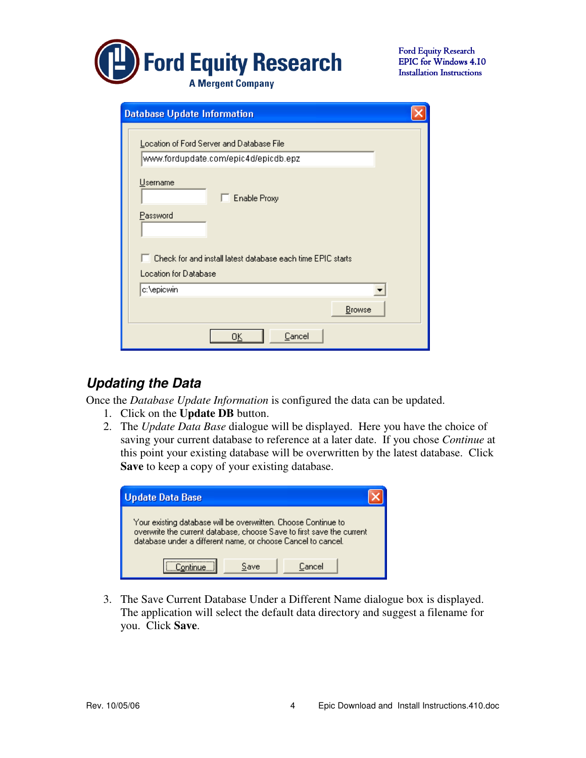## Updating the Data

Once the *Database Update Information* is configured the data can be updated.

1. Click on the **Update DB** button.
2. The *Update Data Base* dialogue will be displayed. Here you have the choice of saving your current database to reference at a later date. If you chose *Continue* at this point your existing database will be overwritten by the latest database. Click **Save** to keep a copy of your existing database.
3. The Save Current Database Under a Different Name dialogue box is displayed. The application will select the default data directory and suggest a filename for you. Click **Save**.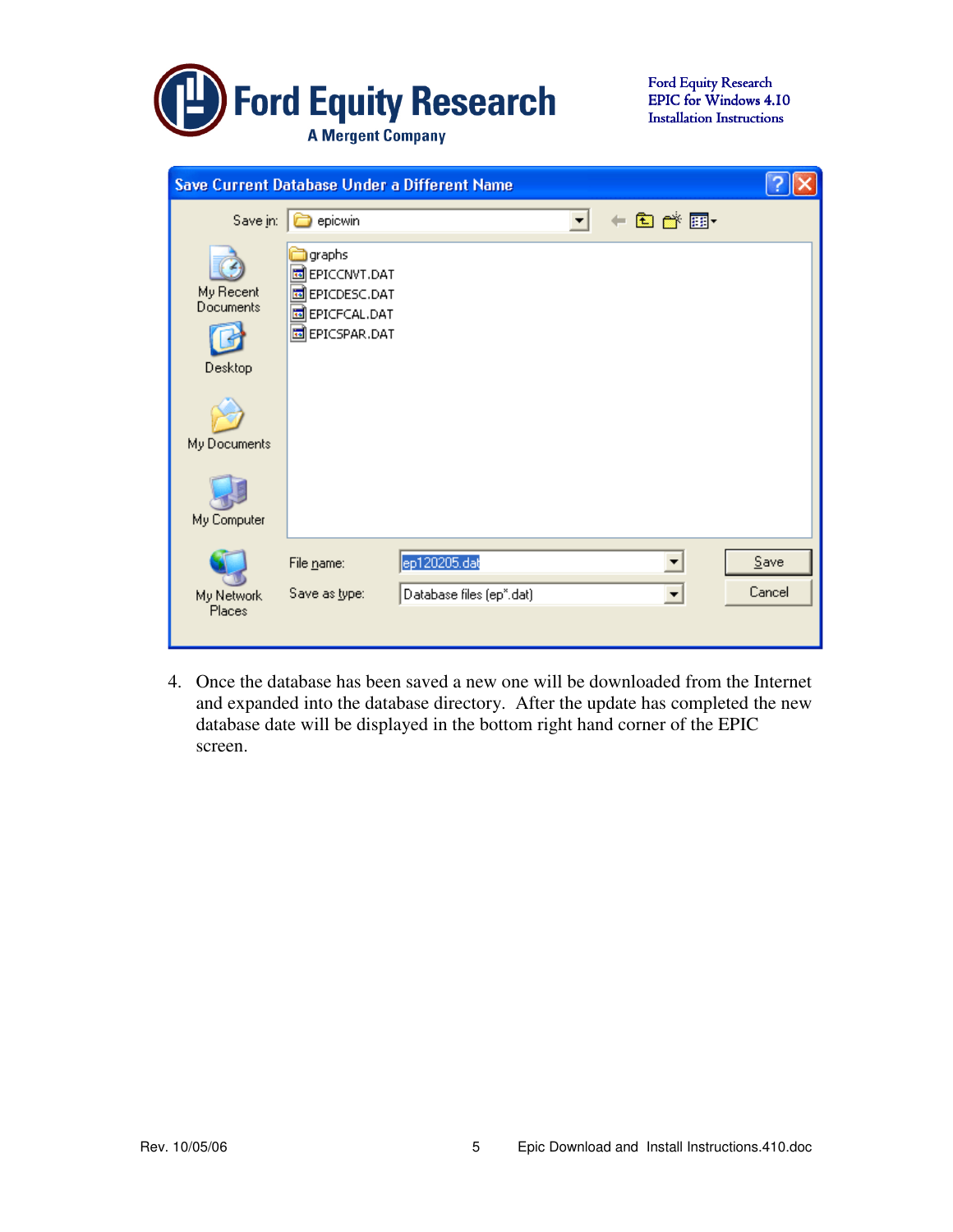4. Once the database has been saved a new one will be downloaded from the Internet and expanded into the database directory. After the update has completed the new database date will be displayed in the bottom right hand corner of the EPIC screen.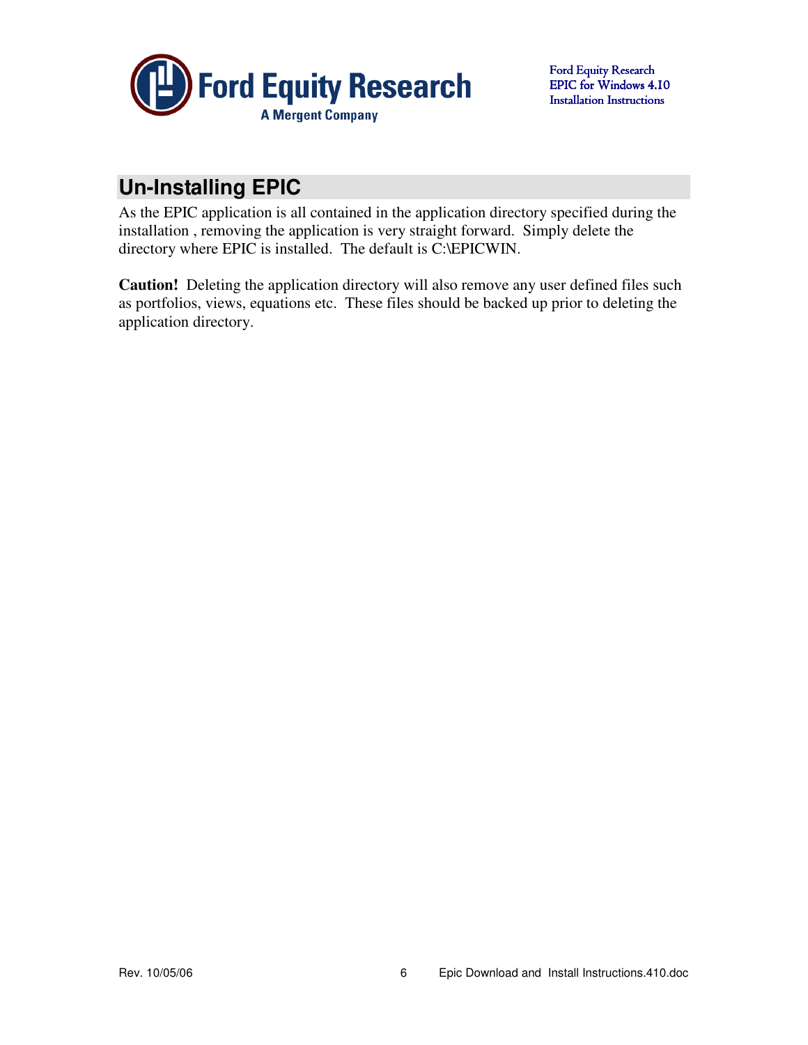## Un-Installing EPIC

As the EPIC application is all contained in the application directory specified during the installation , removing the application is very straight forward. Simply delete the directory where EPIC is installed. The default is C:\EPICWIN.

**Caution!** Deleting the application directory will also remove any user defined files such as portfolios, views, equations etc. These files should be backed up prior to deleting the application directory.